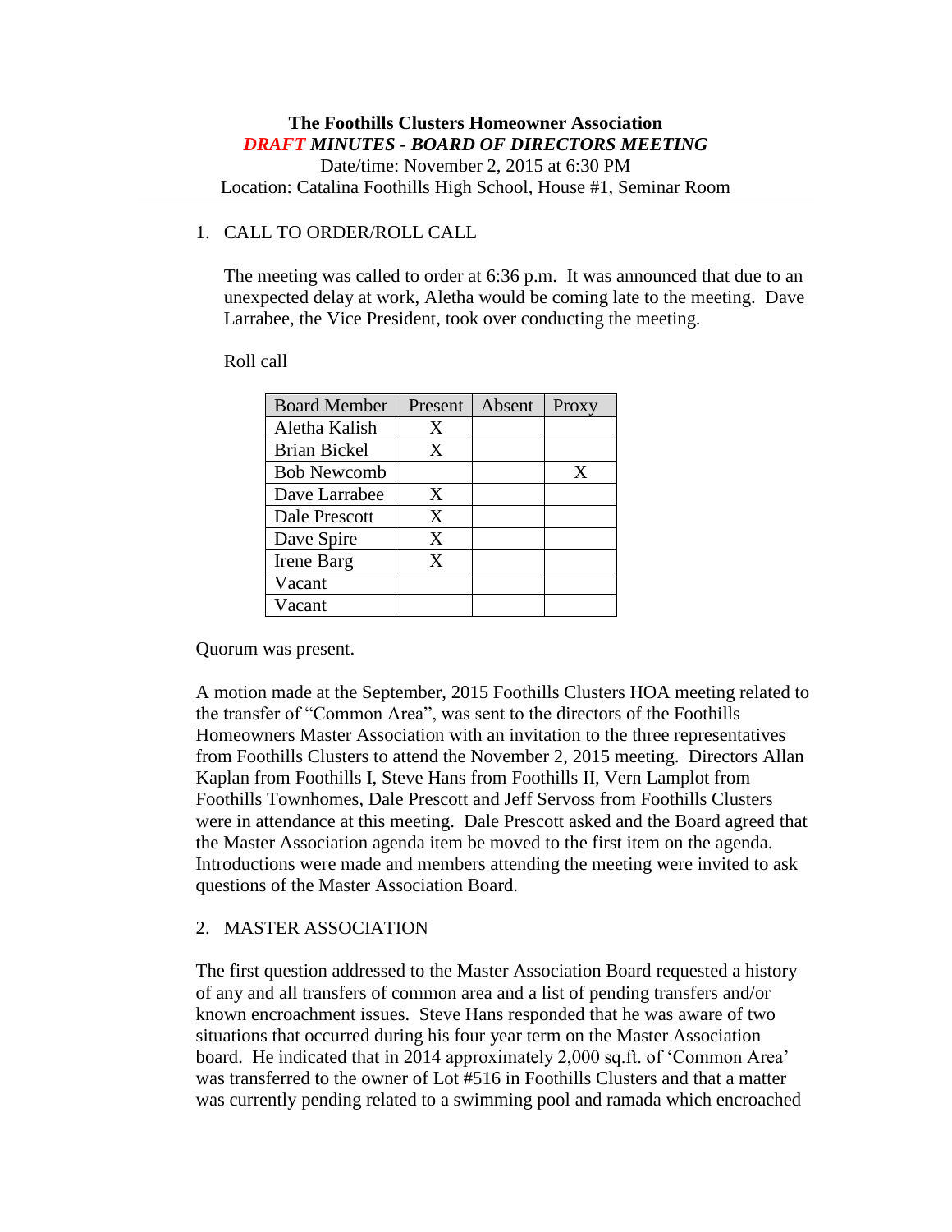# The Foothills Clusters Homeowner Association

***DRAFT MINUTES - BOARD OF DIRECTORS MEETING***

Date/time: November 2, 2015 at 6:30 PM

Location: Catalina Foothills High School, House #1, Seminar Room

1. CALL TO ORDER/ROLL CALL

   The meeting was called to order at 6:36 p.m. It was announced that due to an unexpected delay at work, Aletha would be coming late to the meeting. Dave Larrabee, the Vice President, took over conducting the meeting.

   Roll call

| Board Member | Present | Absent | Proxy |
|---|---|---|---|
| Aletha Kalish | X | | |
| Brian Bickel | X | | |
| Bob Newcomb | | | X |
| Dave Larrabee | X | | |
| Dale Prescott | X | | |
| Dave Spire | X | | |
| Irene Barg | X | | |
| Vacant | | | |
| Vacant | | | |

Quorum was present.

A motion made at the September, 2015 Foothills Clusters HOA meeting related to the transfer of "Common Area", was sent to the directors of the Foothills Homeowners Master Association with an invitation to the three representatives from Foothills Clusters to attend the November 2, 2015 meeting. Directors Allan Kaplan from Foothills I, Steve Hans from Foothills II, Vern Lamplot from Foothills Townhomes, Dale Prescott and Jeff Servoss from Foothills Clusters were in attendance at this meeting. Dale Prescott asked and the Board agreed that the Master Association agenda item be moved to the first item on the agenda. Introductions were made and members attending the meeting were invited to ask questions of the Master Association Board.

2. MASTER ASSOCIATION

The first question addressed to the Master Association Board requested a history of any and all transfers of common area and a list of pending transfers and/or known encroachment issues. Steve Hans responded that he was aware of two situations that occurred during his four year term on the Master Association board. He indicated that in 2014 approximately 2,000 sq.ft. of 'Common Area' was transferred to the owner of Lot #516 in Foothills Clusters and that a matter was currently pending related to a swimming pool and ramada which encroached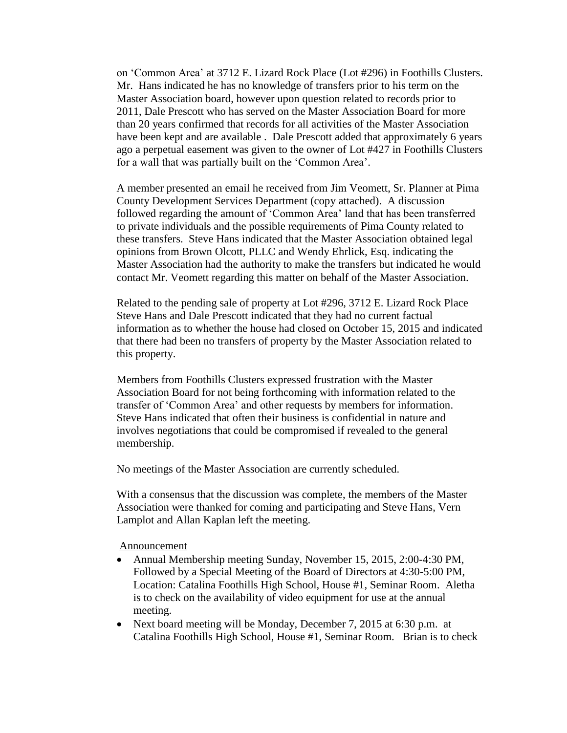on 'Common Area' at 3712 E. Lizard Rock Place (Lot #296) in Foothills Clusters. Mr. Hans indicated he has no knowledge of transfers prior to his term on the Master Association board, however upon question related to records prior to 2011, Dale Prescott who has served on the Master Association Board for more than 20 years confirmed that records for all activities of the Master Association have been kept and are available . Dale Prescott added that approximately 6 years ago a perpetual easement was given to the owner of Lot #427 in Foothills Clusters for a wall that was partially built on the 'Common Area'.

A member presented an email he received from Jim Veomett, Sr. Planner at Pima County Development Services Department (copy attached). A discussion followed regarding the amount of 'Common Area' land that has been transferred to private individuals and the possible requirements of Pima County related to these transfers. Steve Hans indicated that the Master Association obtained legal opinions from Brown Olcott, PLLC and Wendy Ehrlick, Esq. indicating the Master Association had the authority to make the transfers but indicated he would contact Mr. Veomett regarding this matter on behalf of the Master Association.

Related to the pending sale of property at Lot #296, 3712 E. Lizard Rock Place Steve Hans and Dale Prescott indicated that they had no current factual information as to whether the house had closed on October 15, 2015 and indicated that there had been no transfers of property by the Master Association related to this property.

Members from Foothills Clusters expressed frustration with the Master Association Board for not being forthcoming with information related to the transfer of 'Common Area' and other requests by members for information. Steve Hans indicated that often their business is confidential in nature and involves negotiations that could be compromised if revealed to the general membership.

No meetings of the Master Association are currently scheduled.

With a consensus that the discussion was complete, the members of the Master Association were thanked for coming and participating and Steve Hans, Vern Lamplot and Allan Kaplan left the meeting.

Announcement

- Annual Membership meeting Sunday, November 15, 2015, 2:00-4:30 PM, Followed by a Special Meeting of the Board of Directors at 4:30-5:00 PM, Location: Catalina Foothills High School, House #1, Seminar Room. Aletha is to check on the availability of video equipment for use at the annual meeting.
- Next board meeting will be Monday, December 7, 2015 at 6:30 p.m. at Catalina Foothills High School, House #1, Seminar Room. Brian is to check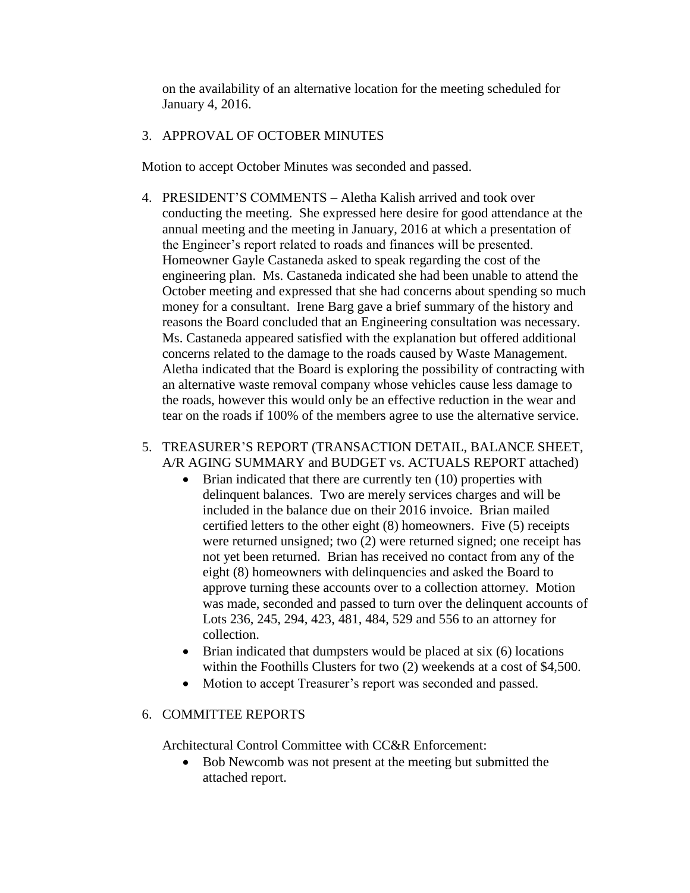on the availability of an alternative location for the meeting scheduled for January 4, 2016.

3. APPROVAL OF OCTOBER MINUTES

Motion to accept October Minutes was seconded and passed.

4. PRESIDENT'S COMMENTS – Aletha Kalish arrived and took over conducting the meeting. She expressed here desire for good attendance at the annual meeting and the meeting in January, 2016 at which a presentation of the Engineer's report related to roads and finances will be presented. Homeowner Gayle Castaneda asked to speak regarding the cost of the engineering plan. Ms. Castaneda indicated she had been unable to attend the October meeting and expressed that she had concerns about spending so much money for a consultant. Irene Barg gave a brief summary of the history and reasons the Board concluded that an Engineering consultation was necessary. Ms. Castaneda appeared satisfied with the explanation but offered additional concerns related to the damage to the roads caused by Waste Management. Aletha indicated that the Board is exploring the possibility of contracting with an alternative waste removal company whose vehicles cause less damage to the roads, however this would only be an effective reduction in the wear and tear on the roads if 100% of the members agree to use the alternative service.

5. TREASURER'S REPORT (TRANSACTION DETAIL, BALANCE SHEET, A/R AGING SUMMARY and BUDGET vs. ACTUALS REPORT attached)
   - Brian indicated that there are currently ten (10) properties with delinquent balances. Two are merely services charges and will be included in the balance due on their 2016 invoice. Brian mailed certified letters to the other eight (8) homeowners. Five (5) receipts were returned unsigned; two (2) were returned signed; one receipt has not yet been returned. Brian has received no contact from any of the eight (8) homeowners with delinquencies and asked the Board to approve turning these accounts over to a collection attorney. Motion was made, seconded and passed to turn over the delinquent accounts of Lots 236, 245, 294, 423, 481, 484, 529 and 556 to an attorney for collection.
   - Brian indicated that dumpsters would be placed at six (6) locations within the Foothills Clusters for two (2) weekends at a cost of $4,500.
   - Motion to accept Treasurer's report was seconded and passed.

6. COMMITTEE REPORTS

Architectural Control Committee with CC&R Enforcement:

- Bob Newcomb was not present at the meeting but submitted the attached report.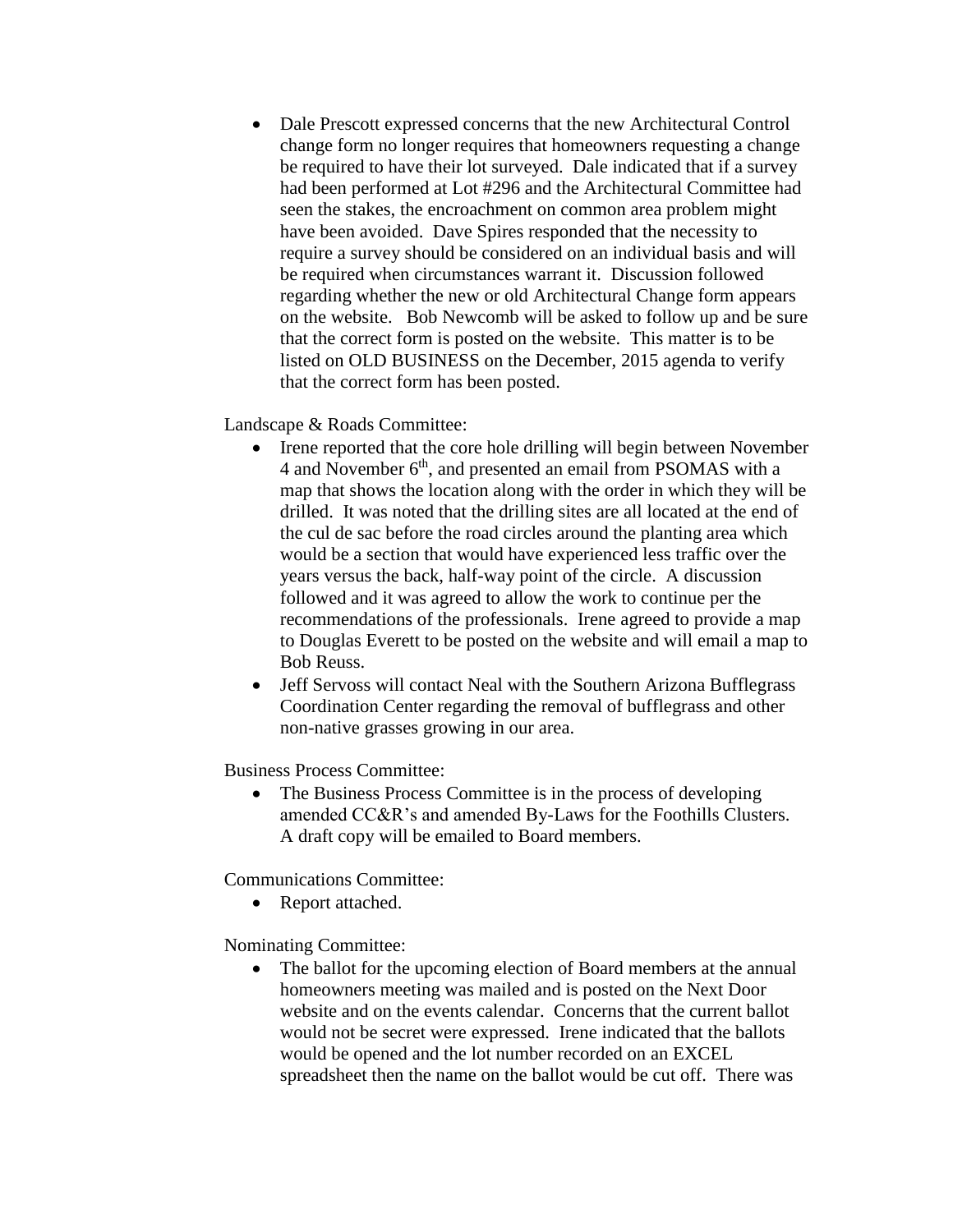- Dale Prescott expressed concerns that the new Architectural Control change form no longer requires that homeowners requesting a change be required to have their lot surveyed. Dale indicated that if a survey had been performed at Lot #296 and the Architectural Committee had seen the stakes, the encroachment on common area problem might have been avoided. Dave Spires responded that the necessity to require a survey should be considered on an individual basis and will be required when circumstances warrant it. Discussion followed regarding whether the new or old Architectural Change form appears on the website. Bob Newcomb will be asked to follow up and be sure that the correct form is posted on the website. This matter is to be listed on OLD BUSINESS on the December, 2015 agenda to verify that the correct form has been posted.

Landscape & Roads Committee:

- Irene reported that the core hole drilling will begin between November 4 and November 6th, and presented an email from PSOMAS with a map that shows the location along with the order in which they will be drilled. It was noted that the drilling sites are all located at the end of the cul de sac before the road circles around the planting area which would be a section that would have experienced less traffic over the years versus the back, half-way point of the circle. A discussion followed and it was agreed to allow the work to continue per the recommendations of the professionals. Irene agreed to provide a map to Douglas Everett to be posted on the website and will email a map to Bob Reuss.
- Jeff Servoss will contact Neal with the Southern Arizona Bufflegrass Coordination Center regarding the removal of bufflegrass and other non-native grasses growing in our area.

Business Process Committee:

- The Business Process Committee is in the process of developing amended CC&R's and amended By-Laws for the Foothills Clusters. A draft copy will be emailed to Board members.

Communications Committee:

- Report attached.

Nominating Committee:

- The ballot for the upcoming election of Board members at the annual homeowners meeting was mailed and is posted on the Next Door website and on the events calendar. Concerns that the current ballot would not be secret were expressed. Irene indicated that the ballots would be opened and the lot number recorded on an EXCEL spreadsheet then the name on the ballot would be cut off. There was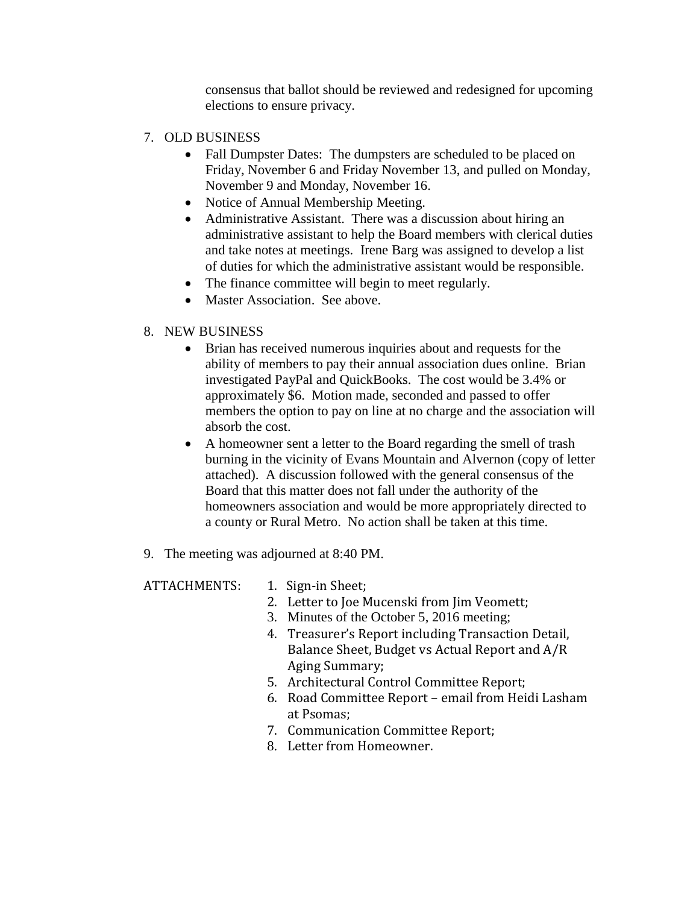consensus that ballot should be reviewed and redesigned for upcoming elections to ensure privacy.

7. OLD BUSINESS
   - Fall Dumpster Dates: The dumpsters are scheduled to be placed on Friday, November 6 and Friday November 13, and pulled on Monday, November 9 and Monday, November 16.
   - Notice of Annual Membership Meeting.
   - Administrative Assistant. There was a discussion about hiring an administrative assistant to help the Board members with clerical duties and take notes at meetings. Irene Barg was assigned to develop a list of duties for which the administrative assistant would be responsible.
   - The finance committee will begin to meet regularly.
   - Master Association. See above.

8. NEW BUSINESS
   - Brian has received numerous inquiries about and requests for the ability of members to pay their annual association dues online. Brian investigated PayPal and QuickBooks. The cost would be 3.4% or approximately $6. Motion made, seconded and passed to offer members the option to pay on line at no charge and the association will absorb the cost.
   - A homeowner sent a letter to the Board regarding the smell of trash burning in the vicinity of Evans Mountain and Alvernon (copy of letter attached). A discussion followed with the general consensus of the Board that this matter does not fall under the authority of the homeowners association and would be more appropriately directed to a county or Rural Metro. No action shall be taken at this time.

9. The meeting was adjourned at 8:40 PM.

ATTACHMENTS:
1. Sign-in Sheet;
2. Letter to Joe Mucenski from Jim Veomett;
3. Minutes of the October 5, 2016 meeting;
4. Treasurer's Report including Transaction Detail, Balance Sheet, Budget vs Actual Report and A/R Aging Summary;
5. Architectural Control Committee Report;
6. Road Committee Report – email from Heidi Lasham at Psomas;
7. Communication Committee Report;
8. Letter from Homeowner.